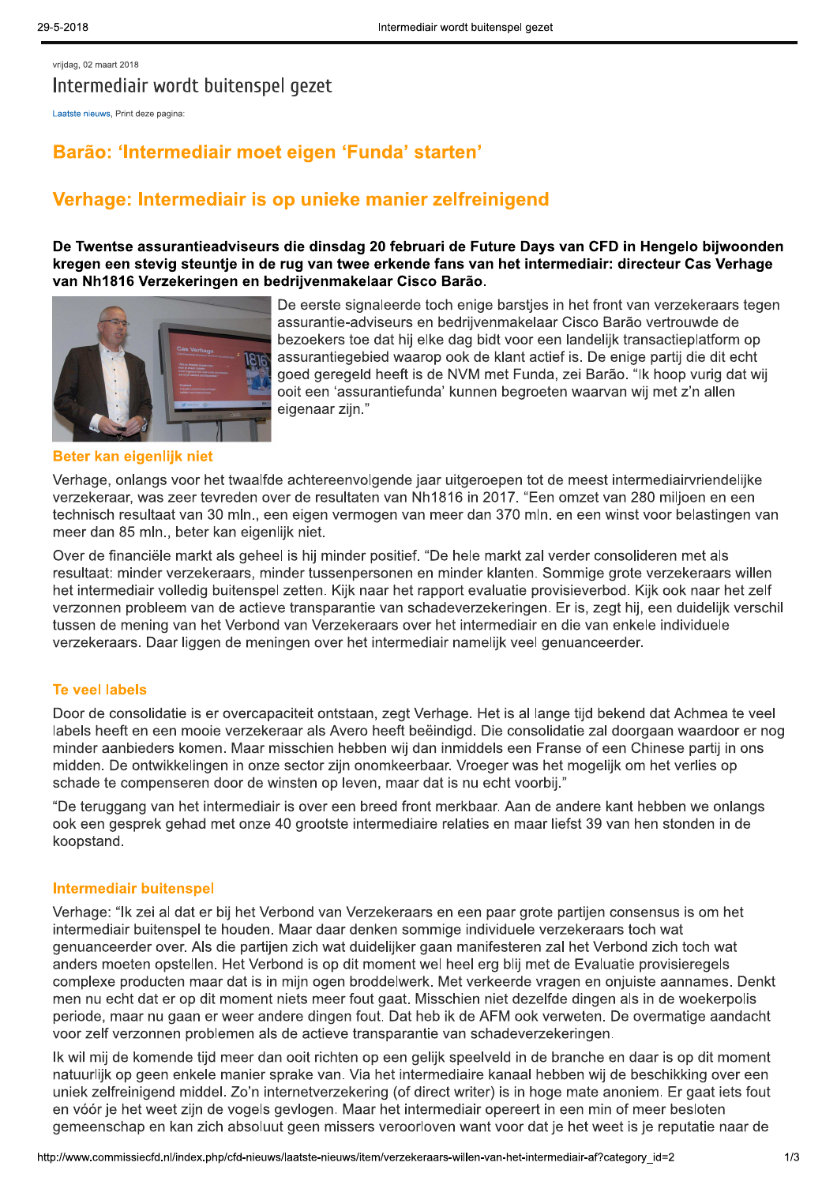vrijdag, 02 maart 2018

# Intermediair wordt buitenspel gezet

Laatste nieuws, Print deze pagina:

## Barão: 'Intermediair moet eigen 'Funda' starten'

## Verhage: Intermediair is op unieke manier zelfreinigend

**De Twentse assurantieadviseurs die dinsdag 20 februari de Future Days van CFD in Hengelo bijwoonden kregen een stevig steuntje in de rug van twee erkende fans van het intermediair: directeur Cas Verhage van Nh1816 Verzekeringen en bedrijvenmakelaar Cisco Barão.**

De eerste signaleerde toch enige barstjes in het front van verzekeraars tegen assurantie-adviseurs en bedrijvenmakelaar Cisco Barão vertrouwde de bezoekers toe dat hij elke dag bidt voor een landelijk transactieplatform op assurantiegebied waarop ook de klant actief is. De enige partij die dit echt goed geregeld heeft is de NVM met Funda, zei Barão. "Ik hoop vurig dat wij ooit een 'assurantiefunda' kunnen begroeten waarvan wij met z'n allen eigenaar zijn."

### Beter kan eigenlijk niet

Verhage, onlangs voor het twaalfde achtereenvolgende jaar uitgeroepen tot de meest intermediairvriendelijke verzekeraar, was zeer tevreden over de resultaten van Nh1816 in 2017. "Een omzet van 280 miljoen en een technisch resultaat van 30 mln., een eigen vermogen van meer dan 370 mln. en een winst voor belastingen van meer dan 85 mln., beter kan eigenlijk niet.

Over de financiële markt als geheel is hij minder positief. "De hele markt zal verder consolideren met als resultaat: minder verzekeraars, minder tussenpersonen en minder klanten. Sommige grote verzekeraars willen het intermediair volledig buitenspel zetten. Kijk naar het rapport evaluatie provisieverbod. Kijk ook naar het zelf verzonnen probleem van de actieve transparantie van schadeverzekeringen. Er is, zegt hij, een duidelijk verschil tussen de mening van het Verbond van Verzekeraars over het intermediair en die van enkele individuele verzekeraars. Daar liggen de meningen over het intermediair namelijk veel genuanceerder.

### Te veel labels

Door de consolidatie is er overcapaciteit ontstaan, zegt Verhage. Het is al lange tijd bekend dat Achmea te veel labels heeft en een mooie verzekeraar als Avero heeft beëindigd. Die consolidatie zal doorgaan waardoor er nog minder aanbieders komen. Maar misschien hebben wij dan inmiddels een Franse of een Chinese partij in ons midden. De ontwikkelingen in onze sector zijn onomkeerbaar. Vroeger was het mogelijk om het verlies op schade te compenseren door de winsten op leven, maar dat is nu echt voorbij."

"De teruggang van het intermediair is over een breed front merkbaar. Aan de andere kant hebben we onlangs ook een gesprek gehad met onze 40 grootste intermediaire relaties en maar liefst 39 van hen stonden in de koopstand.

### Intermediair buitenspel

Verhage: "Ik zei al dat er bij het Verbond van Verzekeraars en een paar grote partijen consensus is om het intermediair buitenspel te houden. Maar daar denken sommige individuele verzekeraars toch wat genuanceerder over. Als die partijen zich wat duidelijker gaan manifesteren zal het Verbond zich toch wat anders moeten opstellen. Het Verbond is op dit moment wel heel erg blij met de Evaluatie provisieregels complexe producten maar dat is in mijn ogen broddelwerk. Met verkeerde vragen en onjuiste aannames. Denkt men nu echt dat er op dit moment niets meer fout gaat. Misschien niet dezelfde dingen als in de woekerpolis periode, maar nu gaan er weer andere dingen fout. Dat heb ik de AFM ook verweten. De overmatige aandacht voor zelf verzonnen problemen als de actieve transparantie van schadeverzekeringen.

Ik wil mij de komende tijd meer dan ooit richten op een gelijk speelveld in de branche en daar is op dit moment natuurlijk op geen enkele manier sprake van. Via het intermediaire kanaal hebben wij de beschikking over een uniek zelfreinigend middel. Zo'n internetverzekering (of direct writer) is in hoge mate anoniem. Er gaat iets fout en vóór je het weet zijn de vogels gevlogen. Maar het intermediair opereert in een min of meer besloten gemeenschap en kan zich absoluut geen missers veroorloven want voor dat je het weet is je reputatie naar de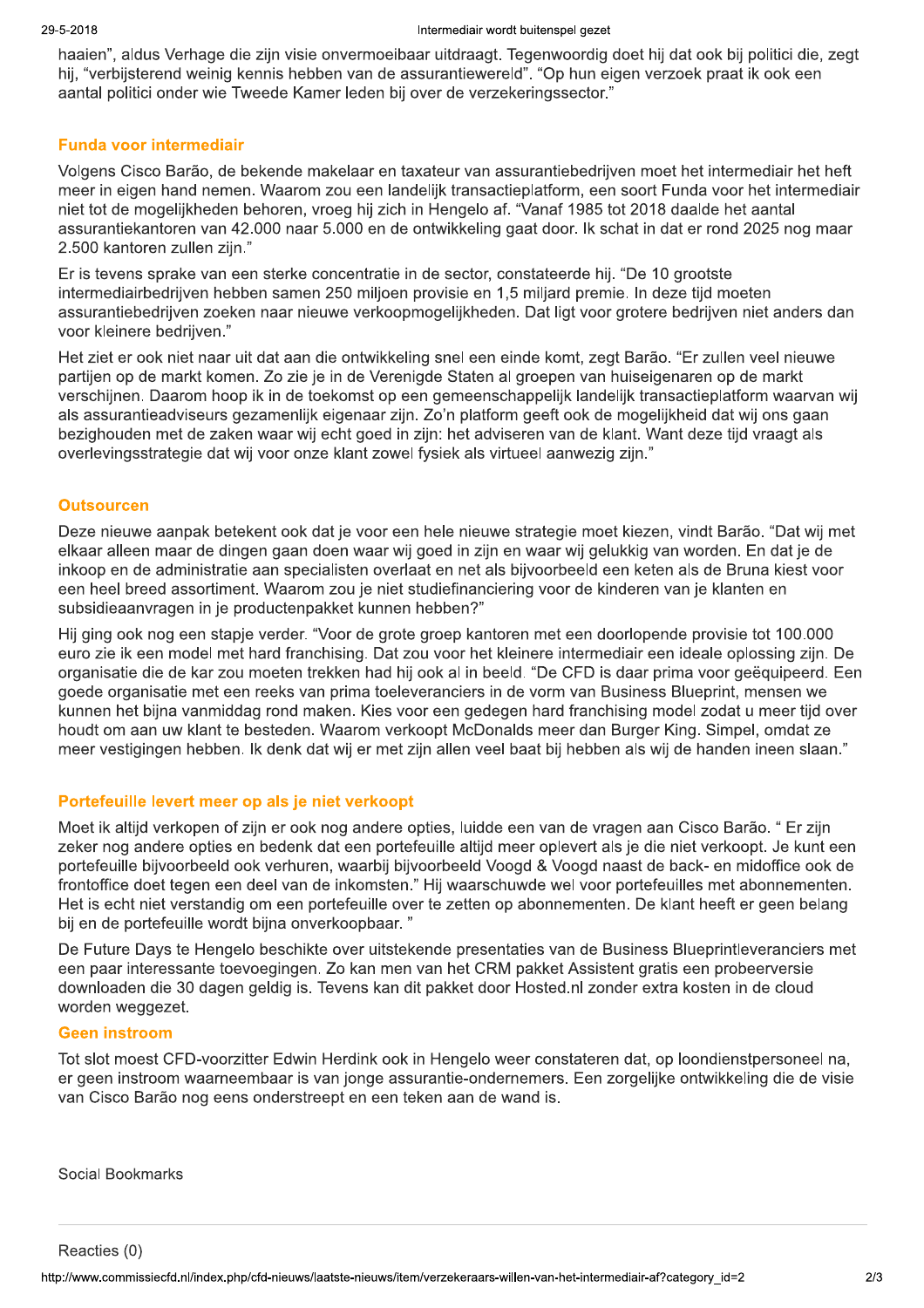haaien", aldus Verhage die zijn visie onvermoeibaar uitdraagt. Tegenwoordig doet hij dat ook bij politici die, zegt hij, "verbijsterend weinig kennis hebben van de assurantiewereld". "Op hun eigen verzoek praat ik ook een aantal politici onder wie Tweede Kamer leden bij over de verzekeringssector."

### Funda voor intermediair

Volgens Cisco Barão, de bekende makelaar en taxateur van assurantiebedrijven moet het intermediair het heft meer in eigen hand nemen. Waarom zou een landelijk transactieplatform, een soort Funda voor het intermediair niet tot de mogelijkheden behoren, vroeg hij zich in Hengelo af. "Vanaf 1985 tot 2018 daalde het aantal assurantiekantoren van 42.000 naar 5.000 en de ontwikkeling gaat door. Ik schat in dat er rond 2025 nog maar 2.500 kantoren zullen zijn."

Er is tevens sprake van een sterke concentratie in de sector, constateerde hij. "De 10 grootste intermediairbedrijven hebben samen 250 miljoen provisie en 1,5 miljard premie. In deze tijd moeten assurantiebedrijven zoeken naar nieuwe verkoopmogelijkheden. Dat ligt voor grotere bedrijven niet anders dan voor kleinere bedrijven."

Het ziet er ook niet naar uit dat aan die ontwikkeling snel een einde komt, zegt Barão. "Er zullen veel nieuwe partijen op de markt komen. Zo zie je in de Verenigde Staten al groepen van huiseigenaren op de markt verschijnen. Daarom hoop ik in de toekomst op een gemeenschappelijk landelijk transactieplatform waarvan wij als assurantieadviseurs gezamenlijk eigenaar zijn. Zo'n platform geeft ook de mogelijkheid dat wij ons gaan bezighouden met de zaken waar wij echt goed in zijn: het adviseren van de klant. Want deze tijd vraagt als overlevingsstrategie dat wij voor onze klant zowel fysiek als virtueel aanwezig zijn."

### Outsourcen

Deze nieuwe aanpak betekent ook dat je voor een hele nieuwe strategie moet kiezen, vindt Barão. "Dat wij met elkaar alleen maar de dingen gaan doen waar wij goed in zijn en waar wij gelukkig van worden. En dat je de inkoop en de administratie aan specialisten overlaat en net als bijvoorbeeld een keten als de Bruna kiest voor een heel breed assortiment. Waarom zou je niet studiefinanciering voor de kinderen van je klanten en subsidieaanvragen in je productenpakket kunnen hebben?"

Hij ging ook nog een stapje verder. "Voor de grote groep kantoren met een doorlopende provisie tot 100.000 euro zie ik een model met hard franchising. Dat zou voor het kleinere intermediair een ideale oplossing zijn. De organisatie die de kar zou moeten trekken had hij ook al in beeld. "De CFD is daar prima voor geëquipeerd. Een goede organisatie met een reeks van prima toeleveranciers in de vorm van Business Blueprint, mensen we kunnen het bijna vanmiddag rond maken. Kies voor een gedegen hard franchising model zodat u meer tijd over houdt om aan uw klant te besteden. Waarom verkoopt McDonalds meer dan Burger King. Simpel, omdat ze meer vestigingen hebben. Ik denk dat wij er met zijn allen veel baat bij hebben als wij de handen ineen slaan."

### Portefeuille levert meer op als je niet verkoopt

Moet ik altijd verkopen of zijn er ook nog andere opties, luidde een van de vragen aan Cisco Barão. " Er zijn zeker nog andere opties en bedenk dat een portefeuille altijd meer oplevert als je die niet verkoopt. Je kunt een portefeuille bijvoorbeeld ook verhuren, waarbij bijvoorbeeld Voogd & Voogd naast de back- en midoffice ook de frontoffice doet tegen een deel van de inkomsten." Hij waarschuwde wel voor portefeuilles met abonnementen. Het is echt niet verstandig om een portefeuille over te zetten op abonnementen. De klant heeft er geen belang bij en de portefeuille wordt bijna onverkoopbaar. "

De Future Days te Hengelo beschikte over uitstekende presentaties van de Business Blueprintleveranciers met een paar interessante toevoegingen. Zo kan men van het CRM pakket Assistent gratis een probeerversie downloaden die 30 dagen geldig is. Tevens kan dit pakket door Hosted.nl zonder extra kosten in de cloud worden weggezet.

### Geen instroom

Tot slot moest CFD-voorzitter Edwin Herdink ook in Hengelo weer constateren dat, op loondienstpersoneel na, er geen instroom waarneembaar is van jonge assurantie-ondernemers. Een zorgelijke ontwikkeling die de visie van Cisco Barão nog eens onderstreept en een teken aan de wand is.

Social Bookmarks

Reacties (0)